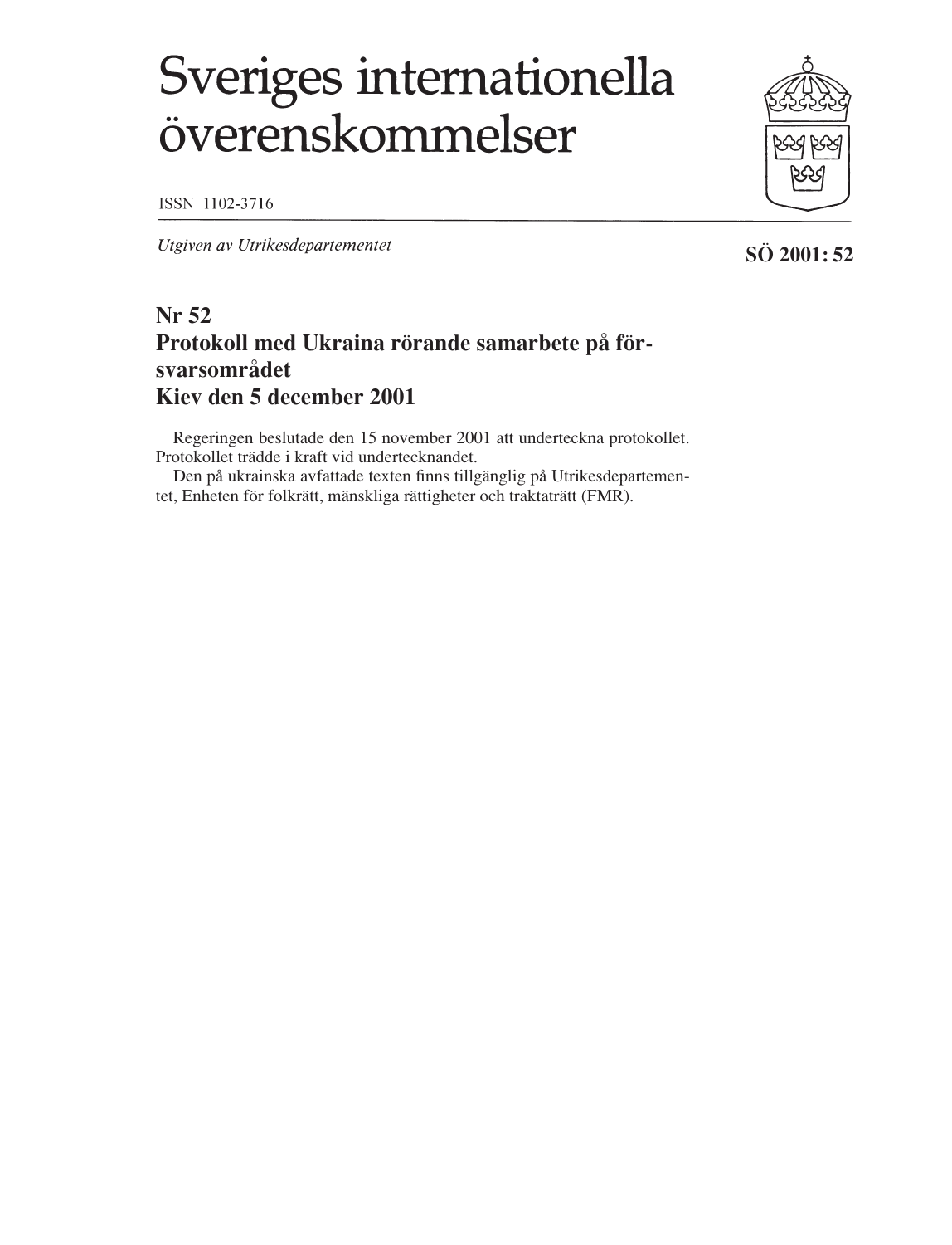# Sveriges internationella överenskommelser

ISSN 1102-3716

*Utgiven av Utrikesdepartementet*

**SÖ 2001: 52**

## Nr 52
## Protokoll med Ukraina rörande samarbete på försvarsområdet
## Kiev den 5 december 2001

Regeringen beslutade den 15 november 2001 att underteckna protokollet. Protokollet trädde i kraft vid undertecknandet.

Den på ukrainska avfattade texten finns tillgänglig på Utrikesdepartementet, Enheten för folkrätt, mänskliga rättigheter och traktaträtt (FMR).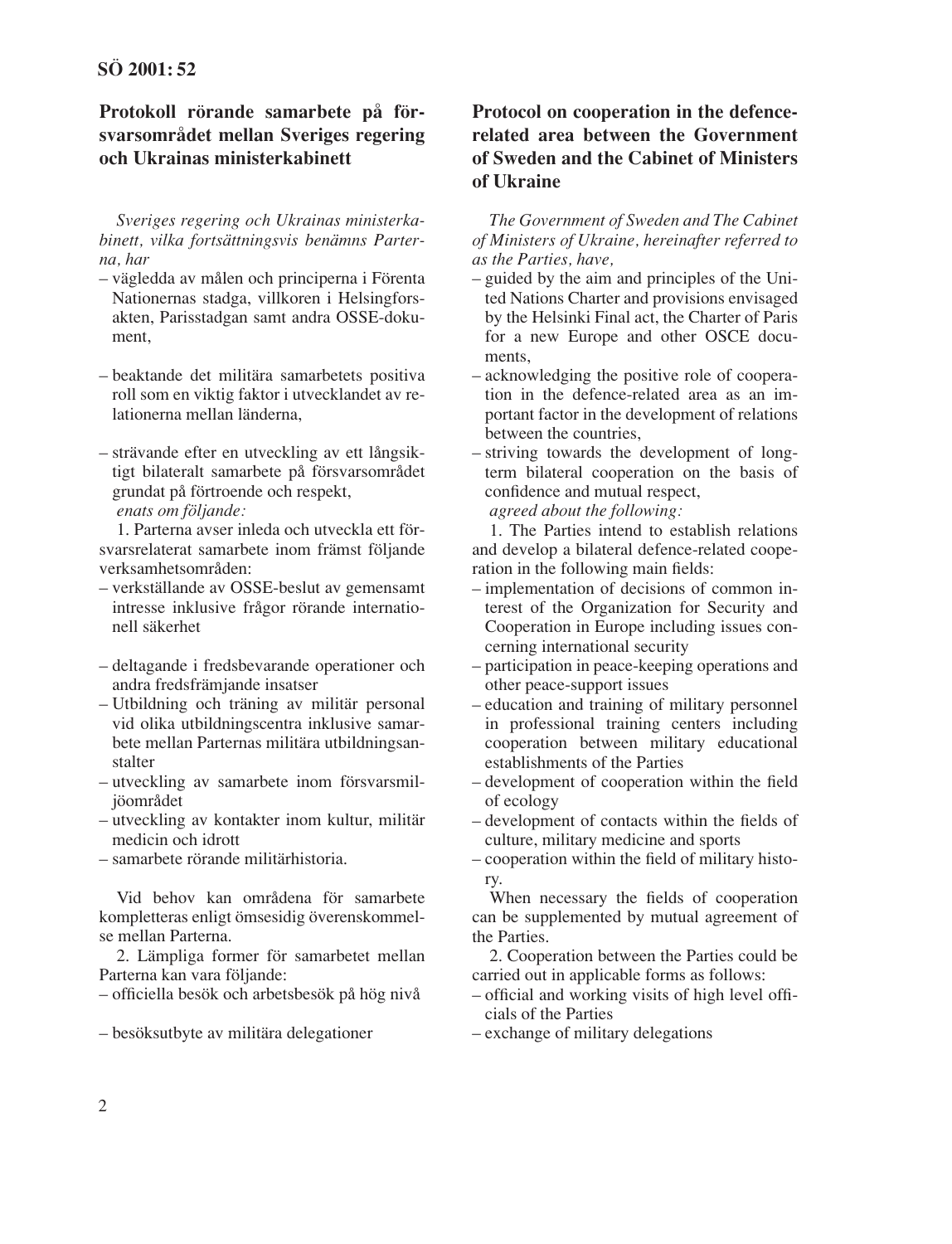**SÖ 2001: 52**

## Protokoll rörande samarbete på försvarsområdet mellan Sveriges regering och Ukrainas ministerkabinett

*Sveriges regering och Ukrainas ministerkabinett, vilka fortsättningsvis benämns Parterna, har*

- vägledda av målen och principerna i Förenta Nationernas stadga, villkoren i Helsingforsakten, Parisstadgan samt andra OSSE-dokument,
- beaktande det militära samarbetets positiva roll som en viktig faktor i utvecklandet av relationerna mellan länderna,
- strävande efter en utveckling av ett långsiktigt bilateralt samarbete på försvarsområdet grundat på förtroende och respekt,

*enats om följande:*

1. Parterna avser inleda och utveckla ett försvarsrelaterat samarbete inom främst följande verksamhetsområden:

- verkställande av OSSE-beslut av gemensamt intresse inklusive frågor rörande internationell säkerhet
- deltagande i fredsbevarande operationer och andra fredsfrämjande insatser
- Utbildning och träning av militär personal vid olika utbildningscentra inklusive samarbete mellan Parternas militära utbildningsanstalter
- utveckling av samarbete inom försvarsmiljöområdet
- utveckling av kontakter inom kultur, militär medicin och idrott
- samarbete rörande militärhistoria.

Vid behov kan områdena för samarbete kompletteras enligt ömsesidig överenskommelse mellan Parterna.

2. Lämpliga former för samarbetet mellan Parterna kan vara följande:

- officiella besök och arbetsbesök på hög nivå
- besöksutbyte av militära delegationer

## Protocol on cooperation in the defence-related area between the Government of Sweden and the Cabinet of Ministers of Ukraine

*The Government of Sweden and The Cabinet of Ministers of Ukraine, hereinafter referred to as the Parties, have,*

- guided by the aim and principles of the United Nations Charter and provisions envisaged by the Helsinki Final act, the Charter of Paris for a new Europe and other OSCE documents,
- acknowledging the positive role of cooperation in the defence-related area as an important factor in the development of relations between the countries,
- striving towards the development of long-term bilateral cooperation on the basis of confidence and mutual respect,

*agreed about the following:*

1. The Parties intend to establish relations and develop a bilateral defence-related cooperation in the following main fields:

- implementation of decisions of common interest of the Organization for Security and Cooperation in Europe including issues concerning international security
- participation in peace-keeping operations and other peace-support issues
- education and training of military personnel in professional training centers including cooperation between military educational establishments of the Parties
- development of cooperation within the field of ecology
- development of contacts within the fields of culture, military medicine and sports
- cooperation within the field of military history.

When necessary the fields of cooperation can be supplemented by mutual agreement of the Parties.

2. Cooperation between the Parties could be carried out in applicable forms as follows:

- official and working visits of high level officials of the Parties
- exchange of military delegations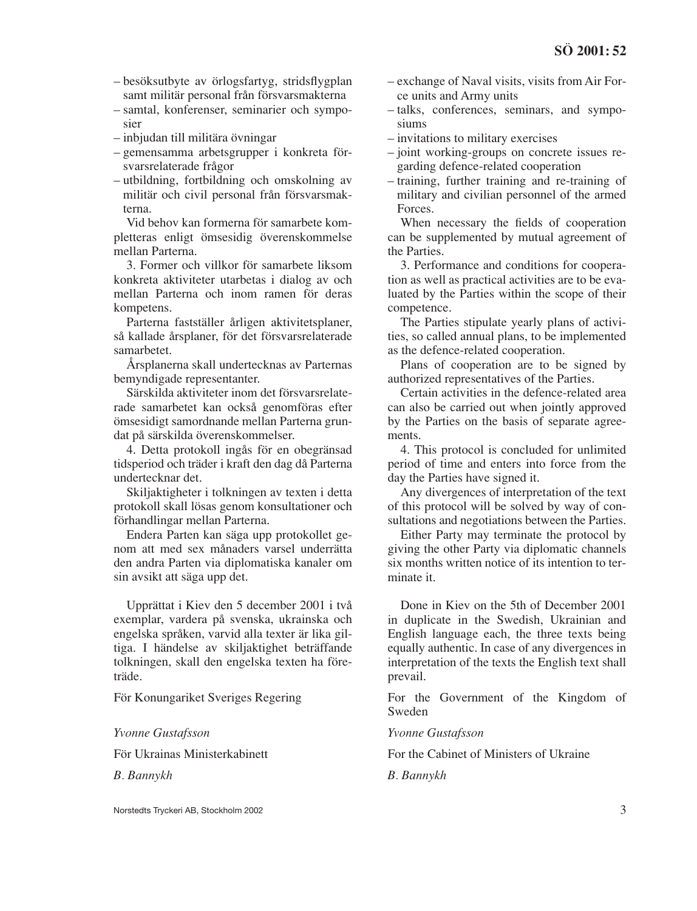– besöksutbyte av örlogsfartyg, stridsflygplan samt militär personal från försvarsmakterna
– samtal, konferenser, seminarier och symposier
– inbjudan till militära övningar
– gemensamma arbetsgrupper i konkreta försvarsrelaterade frågor
– utbildning, fortbildning och omskolning av militär och civil personal från försvarsmakterna.

Vid behov kan formerna för samarbete kompletteras enligt ömsesidig överenskommelse mellan Parterna.

3. Former och villkor för samarbete liksom konkreta aktiviteter utarbetas i dialog av och mellan Parterna och inom ramen för deras kompetens.

Parterna fastställer årligen aktivitetsplaner, så kallade årsplaner, för det försvarsrelaterade samarbetet.

Årsplanerna skall undertecknas av Parternas bemyndigade representanter.

Särskilda aktiviteter inom det försvarsrelaterade samarbetet kan också genomföras efter ömsesidigt samordnande mellan Parterna grundat på särskilda överenskommelser.

4. Detta protokoll ingås för en obegränsad tidsperiod och träder i kraft den dag då Parterna undertecknar det.

Skiljaktigheter i tolkningen av texten i detta protokoll skall lösas genom konsultationer och förhandlingar mellan Parterna.

Endera Parten kan säga upp protokollet genom att med sex månaders varsel underrätta den andra Parten via diplomatiska kanaler om sin avsikt att säga upp det.

Upprättat i Kiev den 5 december 2001 i två exemplar, vardera på svenska, ukrainska och engelska språken, varvid alla texter är lika giltiga. I händelse av skiljaktighet beträffande tolkningen, skall den engelska texten ha företräde.

För Konungariket Sveriges Regering

*Yvonne Gustafsson*

För Ukrainas Ministerkabinett

*B. Bannykh*

– exchange of Naval visits, visits from Air Force units and Army units
– talks, conferences, seminars, and symposiums
– invitations to military exercises
– joint working-groups on concrete issues regarding defence-related cooperation
– training, further training and re-training of military and civilian personnel of the armed Forces.

When necessary the fields of cooperation can be supplemented by mutual agreement of the Parties.

3. Performance and conditions for cooperation as well as practical activities are to be evaluated by the Parties within the scope of their competence.

The Parties stipulate yearly plans of activities, so called annual plans, to be implemented as the defence-related cooperation.

Plans of cooperation are to be signed by authorized representatives of the Parties.

Certain activities in the defence-related area can also be carried out when jointly approved by the Parties on the basis of separate agreements.

4. This protocol is concluded for unlimited period of time and enters into force from the day the Parties have signed it.

Any divergences of interpretation of the text of this protocol will be solved by way of consultations and negotiations between the Parties.

Either Party may terminate the protocol by giving the other Party via diplomatic channels six months written notice of its intention to terminate it.

Done in Kiev on the 5th of December 2001 in duplicate in the Swedish, Ukrainian and English language each, the three texts being equally authentic. In case of any divergences in interpretation of the texts the English text shall prevail.

For the Government of the Kingdom of Sweden

*Yvonne Gustafsson*

For the Cabinet of Ministers of Ukraine

*B. Bannykh*

Norstedts Tryckeri AB, Stockholm 2002